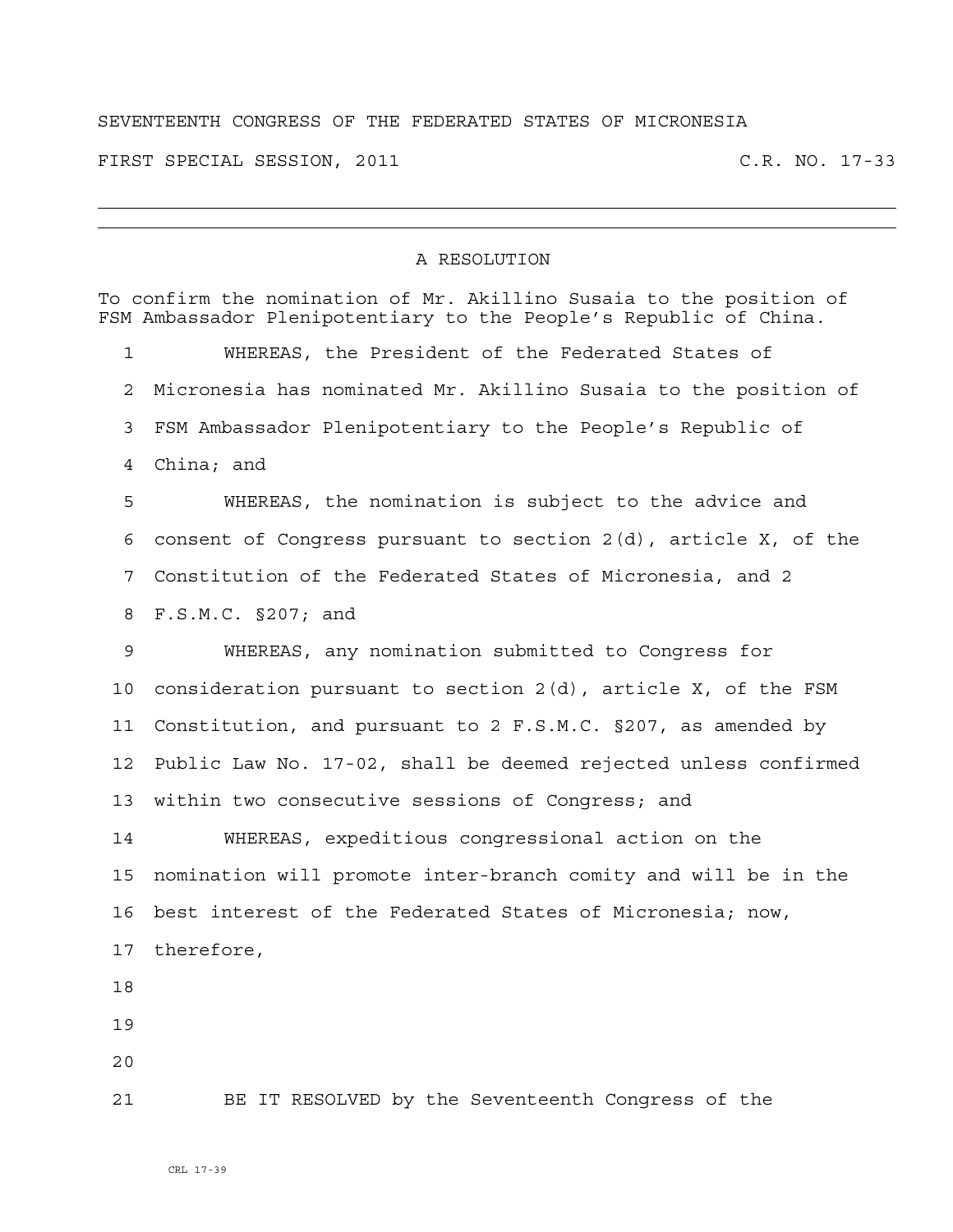SEVENTEENTH CONGRESS OF THE FEDERATED STATES OF MICRONESIA

FIRST SPECIAL SESSION, 2011 C.R. NO. 17-33

---

## A RESOLUTION

To confirm the nomination of Mr. Akillino Susaia to the position of FSM Ambassador Plenipotentiary to the People's Republic of China.

1 WHEREAS, the President of the Federated States of
2 Micronesia has nominated Mr. Akillino Susaia to the position of
3 FSM Ambassador Plenipotentiary to the People's Republic of
4 China; and
5 WHEREAS, the nomination is subject to the advice and
6 consent of Congress pursuant to section 2(d), article X, of the
7 Constitution of the Federated States of Micronesia, and 2
8 F.S.M.C. §207; and
9 WHEREAS, any nomination submitted to Congress for
10 consideration pursuant to section 2(d), article X, of the FSM
11 Constitution, and pursuant to 2 F.S.M.C. §207, as amended by
12 Public Law No. 17-02, shall be deemed rejected unless confirmed
13 within two consecutive sessions of Congress; and
14 WHEREAS, expeditious congressional action on the
15 nomination will promote inter-branch comity and will be in the
16 best interest of the Federated States of Micronesia; now,
17 therefore,
18
19
20
21 BE IT RESOLVED by the Seventeenth Congress of the

CRL 17-39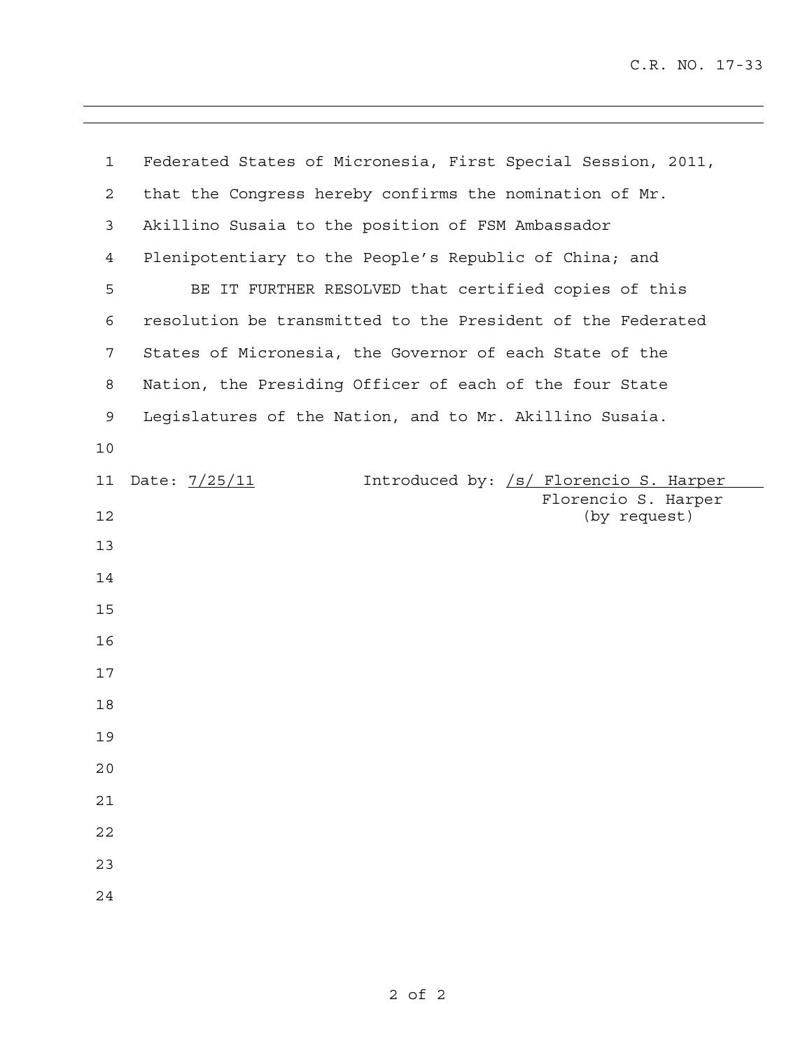Federated States of Micronesia, First Special Session, 2011, that the Congress hereby confirms the nomination of Mr. Akillino Susaia to the position of FSM Ambassador Plenipotentiary to the People's Republic of China; and

BE IT FURTHER RESOLVED that certified copies of this resolution be transmitted to the President of the Federated States of Micronesia, the Governor of each State of the Nation, the Presiding Officer of each of the four State Legislatures of the Nation, and to Mr. Akillino Susaia.

Date: 7/25/11

Introduced by: /s/ Florencio S. Harper
Florencio S. Harper
(by request)